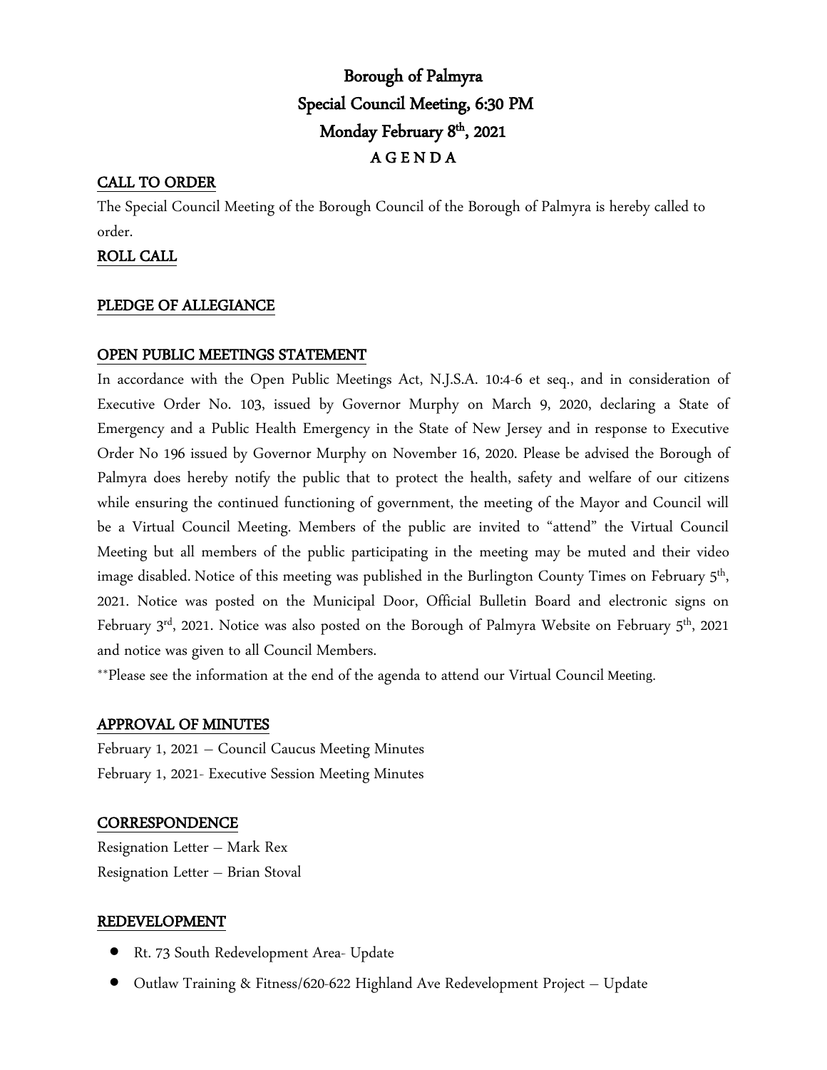# Borough of Palmyra
# Special Council Meeting, 6:30 PM
# Monday February 8th, 2021
# A G E N D A

## CALL TO ORDER

The Special Council Meeting of the Borough Council of the Borough of Palmyra is hereby called to order.

## ROLL CALL

## PLEDGE OF ALLEGIANCE

## OPEN PUBLIC MEETINGS STATEMENT

In accordance with the Open Public Meetings Act, N.J.S.A. 10:4-6 et seq., and in consideration of Executive Order No. 103, issued by Governor Murphy on March 9, 2020, declaring a State of Emergency and a Public Health Emergency in the State of New Jersey and in response to Executive Order No 196 issued by Governor Murphy on November 16, 2020. Please be advised the Borough of Palmyra does hereby notify the public that to protect the health, safety and welfare of our citizens while ensuring the continued functioning of government, the meeting of the Mayor and Council will be a Virtual Council Meeting. Members of the public are invited to "attend" the Virtual Council Meeting but all members of the public participating in the meeting may be muted and their video image disabled. Notice of this meeting was published in the Burlington County Times on February 5th, 2021. Notice was posted on the Municipal Door, Official Bulletin Board and electronic signs on February 3rd, 2021. Notice was also posted on the Borough of Palmyra Website on February 5th, 2021 and notice was given to all Council Members.

**Please see the information at the end of the agenda to attend our Virtual Council Meeting.

## APPROVAL OF MINUTES

February 1, 2021 – Council Caucus Meeting Minutes

February 1, 2021- Executive Session Meeting Minutes

## CORRESPONDENCE

Resignation Letter – Mark Rex

Resignation Letter – Brian Stoval

## REDEVELOPMENT

- Rt. 73 South Redevelopment Area- Update
- Outlaw Training & Fitness/620-622 Highland Ave Redevelopment Project – Update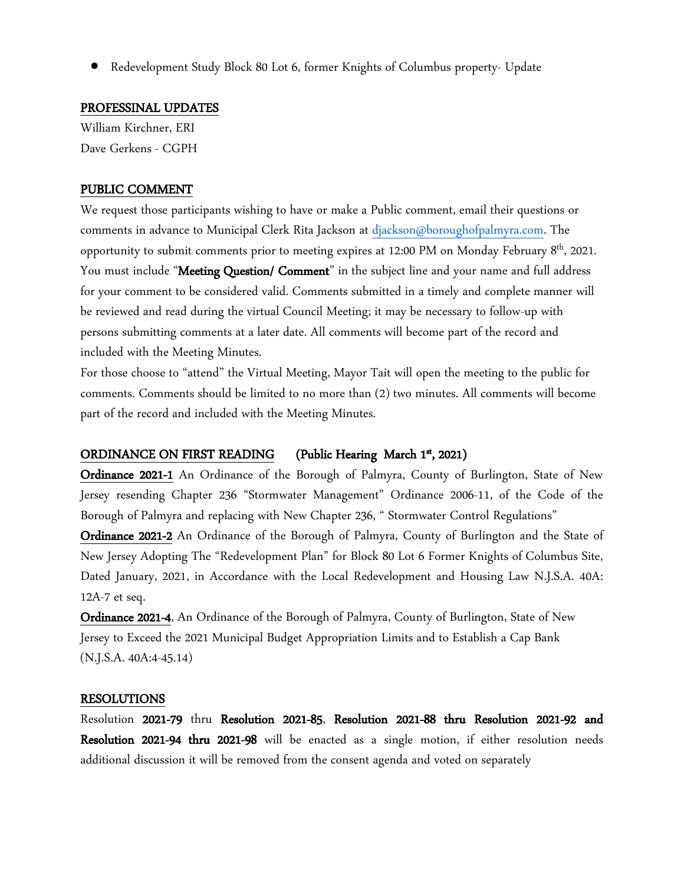- Redevelopment Study Block 80 Lot 6, former Knights of Columbus property- Update

**PROFESSINAL UPDATES**

William Kirchner, ERI
Dave Gerkens - CGPH

**PUBLIC COMMENT**

We request those participants wishing to have or make a Public comment, email their questions or comments in advance to Municipal Clerk Rita Jackson at djackson@boroughofpalmyra.com. The opportunity to submit comments prior to meeting expires at 12:00 PM on Monday February 8th, 2021. You must include "**Meeting Question/ Comment**" in the subject line and your name and full address for your comment to be considered valid. Comments submitted in a timely and complete manner will be reviewed and read during the virtual Council Meeting; it may be necessary to follow-up with persons submitting comments at a later date. All comments will become part of the record and included with the Meeting Minutes.

For those choose to "attend" the Virtual Meeting, Mayor Tait will open the meeting to the public for comments. Comments should be limited to no more than (2) two minutes. All comments will become part of the record and included with the Meeting Minutes.

**ORDINANCE ON FIRST READING (Public Hearing March 1st, 2021)**

**Ordinance 2021-1** An Ordinance of the Borough of Palmyra, County of Burlington, State of New Jersey resending Chapter 236 "Stormwater Management" Ordinance 2006-11, of the Code of the Borough of Palmyra and replacing with New Chapter 236, " Stormwater Control Regulations"

**Ordinance 2021-2** An Ordinance of the Borough of Palmyra, County of Burlington and the State of New Jersey Adopting The "Redevelopment Plan" for Block 80 Lot 6 Former Knights of Columbus Site, Dated January, 2021, in Accordance with the Local Redevelopment and Housing Law N.J.S.A. 40A: 12A-7 et seq.

**Ordinance 2021-4**, An Ordinance of the Borough of Palmyra, County of Burlington, State of New Jersey to Exceed the 2021 Municipal Budget Appropriation Limits and to Establish a Cap Bank (N.J.S.A. 40A:4-45.14)

**RESOLUTIONS**

Resolution **2021-79** thru **Resolution 2021-85**, **Resolution 2021-88 thru Resolution 2021-92 and Resolution 2021-94 thru 2021-98** will be enacted as a single motion, if either resolution needs additional discussion it will be removed from the consent agenda and voted on separately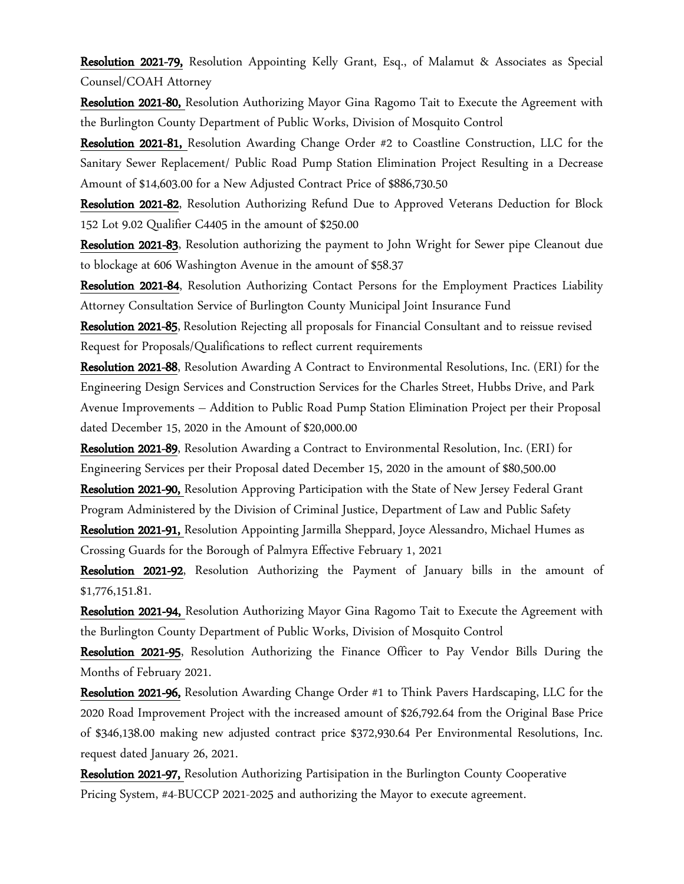**Resolution 2021-79,** Resolution Appointing Kelly Grant, Esq., of Malamut & Associates as Special Counsel/COAH Attorney

**Resolution 2021-80,** Resolution Authorizing Mayor Gina Ragomo Tait to Execute the Agreement with the Burlington County Department of Public Works, Division of Mosquito Control

**Resolution 2021-81,** Resolution Awarding Change Order #2 to Coastline Construction, LLC for the Sanitary Sewer Replacement/ Public Road Pump Station Elimination Project Resulting in a Decrease Amount of $14,603.00 for a New Adjusted Contract Price of $886,730.50

**Resolution 2021-82**, Resolution Authorizing Refund Due to Approved Veterans Deduction for Block 152 Lot 9.02 Qualifier C4405 in the amount of $250.00

**Resolution 2021-83**, Resolution authorizing the payment to John Wright for Sewer pipe Cleanout due to blockage at 606 Washington Avenue in the amount of $58.37

**Resolution 2021-84**, Resolution Authorizing Contact Persons for the Employment Practices Liability Attorney Consultation Service of Burlington County Municipal Joint Insurance Fund

**Resolution 2021-85**, Resolution Rejecting all proposals for Financial Consultant and to reissue revised Request for Proposals/Qualifications to reflect current requirements

**Resolution 2021-88**, Resolution Awarding A Contract to Environmental Resolutions, Inc. (ERI) for the Engineering Design Services and Construction Services for the Charles Street, Hubbs Drive, and Park Avenue Improvements – Addition to Public Road Pump Station Elimination Project per their Proposal dated December 15, 2020 in the Amount of $20,000.00

**Resolution 2021-89**, Resolution Awarding a Contract to Environmental Resolution, Inc. (ERI) for Engineering Services per their Proposal dated December 15, 2020 in the amount of $80,500.00

**Resolution 2021-90,** Resolution Approving Participation with the State of New Jersey Federal Grant Program Administered by the Division of Criminal Justice, Department of Law and Public Safety

**Resolution 2021-91,** Resolution Appointing Jarmilla Sheppard, Joyce Alessandro, Michael Humes as Crossing Guards for the Borough of Palmyra Effective February 1, 2021

**Resolution 2021-92**, Resolution Authorizing the Payment of January bills in the amount of $1,776,151.81.

**Resolution 2021-94,** Resolution Authorizing Mayor Gina Ragomo Tait to Execute the Agreement with the Burlington County Department of Public Works, Division of Mosquito Control

**Resolution 2021-95**, Resolution Authorizing the Finance Officer to Pay Vendor Bills During the Months of February 2021.

**Resolution 2021-96,** Resolution Awarding Change Order #1 to Think Pavers Hardscaping, LLC for the 2020 Road Improvement Project with the increased amount of $26,792.64 from the Original Base Price of $346,138.00 making new adjusted contract price $372,930.64 Per Environmental Resolutions, Inc. request dated January 26, 2021.

**Resolution 2021-97,** Resolution Authorizing Partisipation in the Burlington County Cooperative Pricing System, #4-BUCCP 2021-2025 and authorizing the Mayor to execute agreement.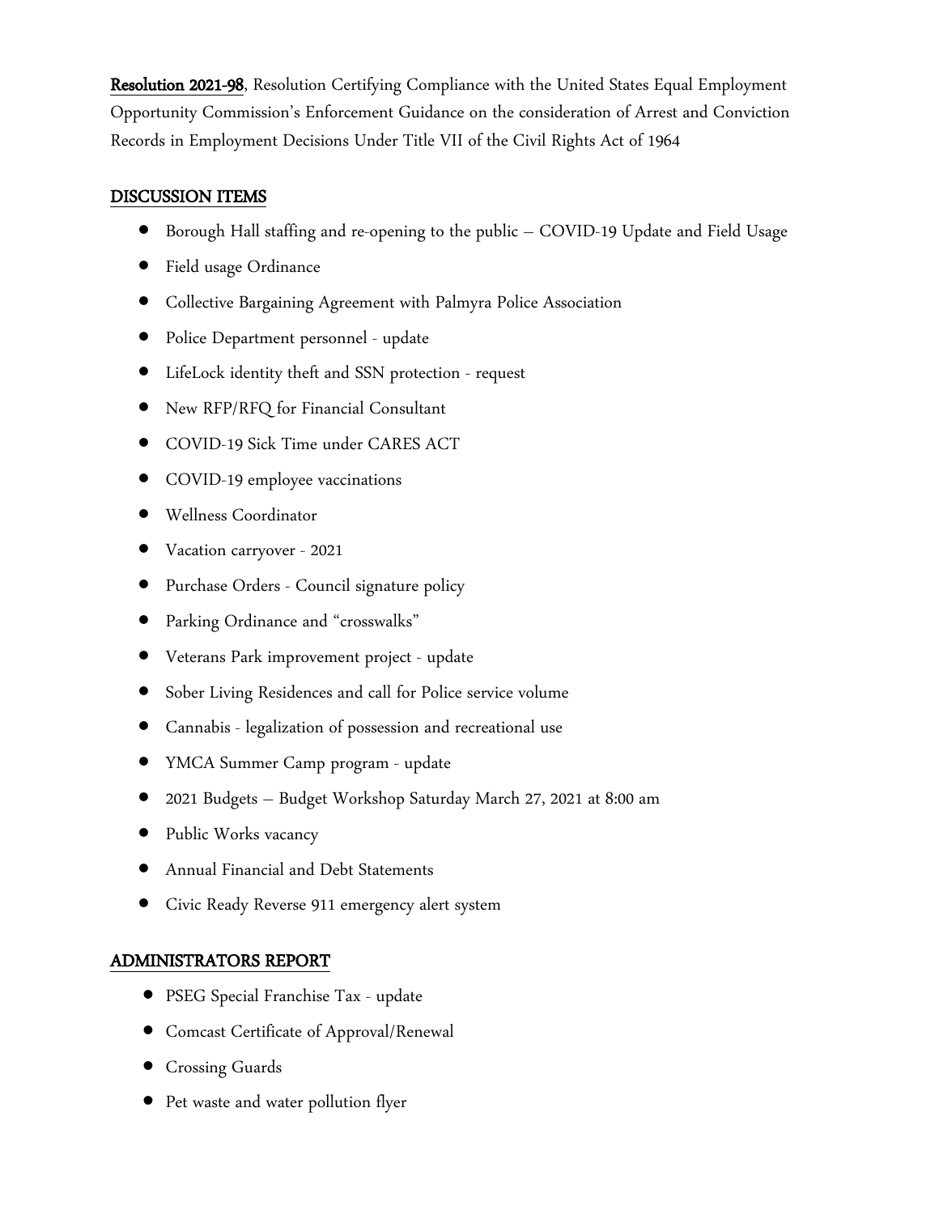**Resolution 2021-98**, Resolution Certifying Compliance with the United States Equal Employment Opportunity Commission's Enforcement Guidance on the consideration of Arrest and Conviction Records in Employment Decisions Under Title VII of the Civil Rights Act of 1964

## DISCUSSION ITEMS

- Borough Hall staffing and re-opening to the public – COVID-19 Update and Field Usage
- Field usage Ordinance
- Collective Bargaining Agreement with Palmyra Police Association
- Police Department personnel - update
- LifeLock identity theft and SSN protection - request
- New RFP/RFQ for Financial Consultant
- COVID-19 Sick Time under CARES ACT
- COVID-19 employee vaccinations
- Wellness Coordinator
- Vacation carryover - 2021
- Purchase Orders - Council signature policy
- Parking Ordinance and "crosswalks"
- Veterans Park improvement project - update
- Sober Living Residences and call for Police service volume
- Cannabis - legalization of possession and recreational use
- YMCA Summer Camp program - update
- 2021 Budgets – Budget Workshop Saturday March 27, 2021 at 8:00 am
- Public Works vacancy
- Annual Financial and Debt Statements
- Civic Ready Reverse 911 emergency alert system

## ADMINISTRATORS REPORT

- PSEG Special Franchise Tax - update
- Comcast Certificate of Approval/Renewal
- Crossing Guards
- Pet waste and water pollution flyer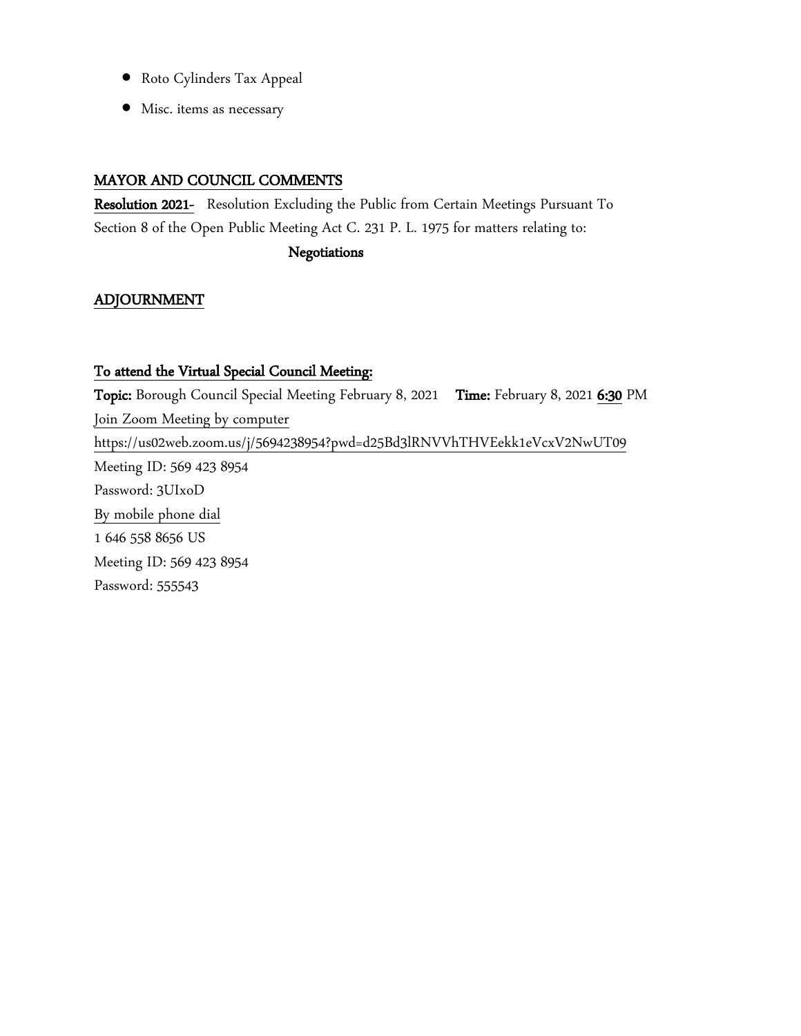- Roto Cylinders Tax Appeal
- Misc. items as necessary

## MAYOR AND COUNCIL COMMENTS

**Resolution 2021-** Resolution Excluding the Public from Certain Meetings Pursuant To Section 8 of the Open Public Meeting Act C. 231 P. L. 1975 for matters relating to:

**Negotiations**

## ADJOURNMENT

**To attend the Virtual Special Council Meeting:**

**Topic:** Borough Council Special Meeting February 8, 2021 **Time:** February 8, 2021 **6:30** PM

Join Zoom Meeting by computer

https://us02web.zoom.us/j/5694238954?pwd=d25Bd3lRNVVhTHVEekk1eVcxV2NwUT09

Meeting ID: 569 423 8954

Password: 3UIxoD

By mobile phone dial

1 646 558 8656 US

Meeting ID: 569 423 8954

Password: 555543